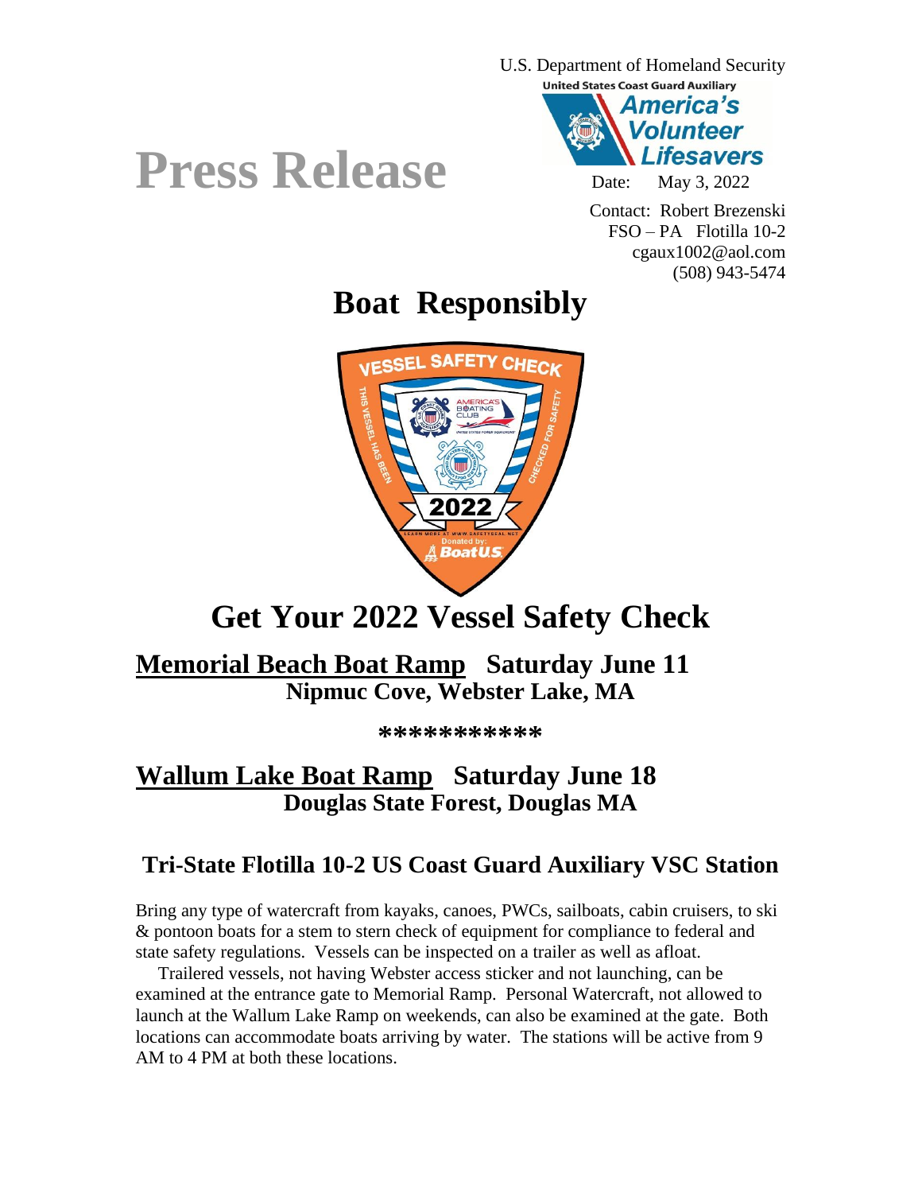U.S. Department of Homeland Security

United States Coast Guard Auxiliary

America's Volunteer Lifesavers

# Press Release

Date: May 3, 2022

Contact: Robert Brezenski
FSO – PA Flotilla 10-2
cgaux1002@aol.com
(508) 943-5474

## Boat Responsibly

## Get Your 2022 Vessel Safety Check

### <u>Memorial Beach Boat Ramp</u> Saturday June 11

**Nipmuc Cove, Webster Lake, MA**

**\*\*\*\*\*\*\*\*\*\*\***

### <u>Wallum Lake Boat Ramp</u> Saturday June 18

**Douglas State Forest, Douglas MA**

### Tri-State Flotilla 10-2 US Coast Guard Auxiliary VSC Station

Bring any type of watercraft from kayaks, canoes, PWCs, sailboats, cabin cruisers, to ski & pontoon boats for a stem to stern check of equipment for compliance to federal and state safety regulations. Vessels can be inspected on a trailer as well as afloat.

Trailered vessels, not having Webster access sticker and not launching, can be examined at the entrance gate to Memorial Ramp. Personal Watercraft, not allowed to launch at the Wallum Lake Ramp on weekends, can also be examined at the gate. Both locations can accommodate boats arriving by water. The stations will be active from 9 AM to 4 PM at both these locations.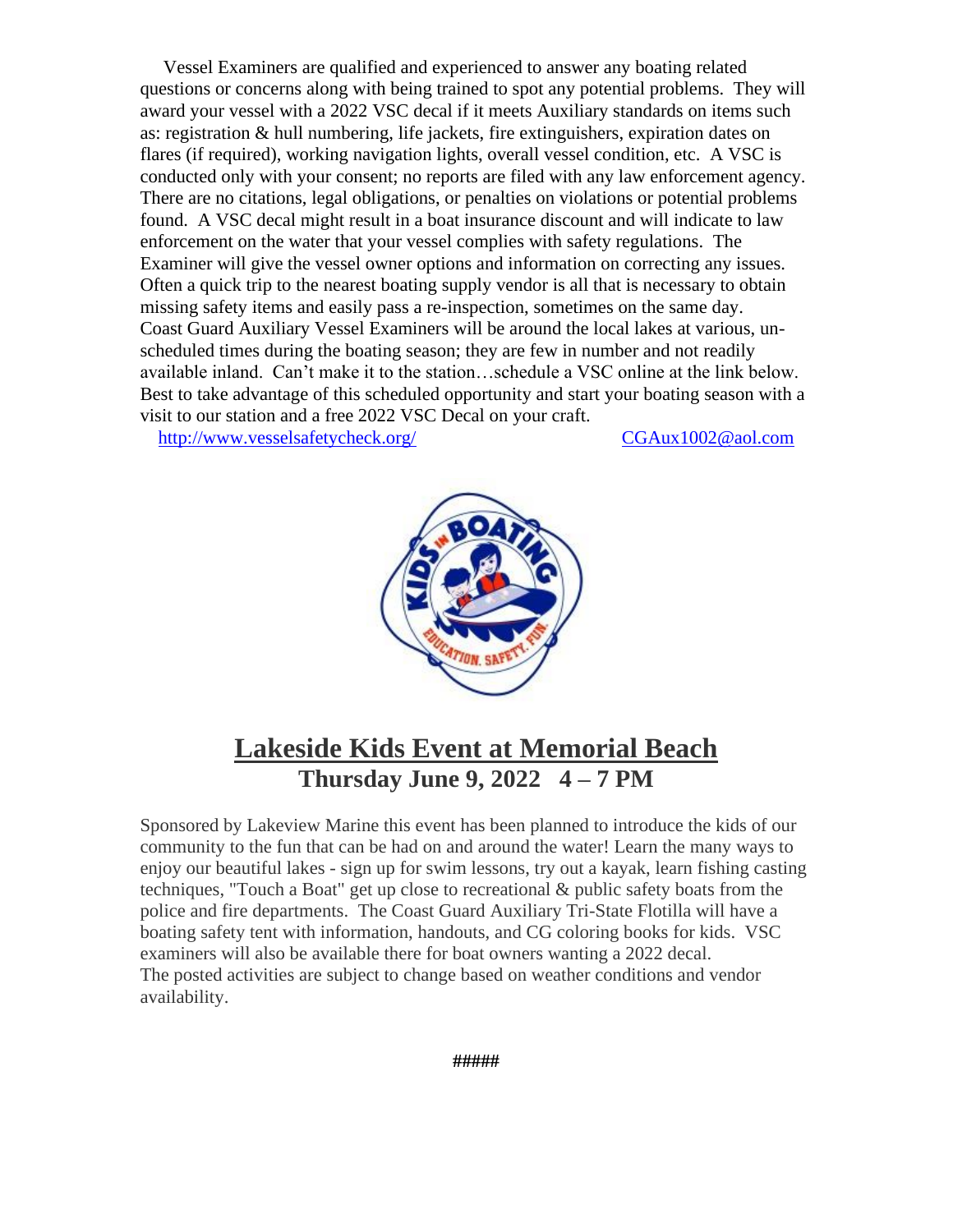Vessel Examiners are qualified and experienced to answer any boating related questions or concerns along with being trained to spot any potential problems. They will award your vessel with a 2022 VSC decal if it meets Auxiliary standards on items such as: registration & hull numbering, life jackets, fire extinguishers, expiration dates on flares (if required), working navigation lights, overall vessel condition, etc. A VSC is conducted only with your consent; no reports are filed with any law enforcement agency. There are no citations, legal obligations, or penalties on violations or potential problems found. A VSC decal might result in a boat insurance discount and will indicate to law enforcement on the water that your vessel complies with safety regulations. The Examiner will give the vessel owner options and information on correcting any issues. Often a quick trip to the nearest boating supply vendor is all that is necessary to obtain missing safety items and easily pass a re-inspection, sometimes on the same day. Coast Guard Auxiliary Vessel Examiners will be around the local lakes at various, un-scheduled times during the boating season; they are few in number and not readily available inland. Can't make it to the station…schedule a VSC online at the link below. Best to take advantage of this scheduled opportunity and start your boating season with a visit to our station and a free 2022 VSC Decal on your craft.

http://www.vesselsafetycheck.org/ CGAux1002@aol.com

## Lakeside Kids Event at Memorial Beach

**Thursday June 9, 2022 4 – 7 PM**

Sponsored by Lakeview Marine this event has been planned to introduce the kids of our community to the fun that can be had on and around the water! Learn the many ways to enjoy our beautiful lakes - sign up for swim lessons, try out a kayak, learn fishing casting techniques, "Touch a Boat" get up close to recreational & public safety boats from the police and fire departments. The Coast Guard Auxiliary Tri-State Flotilla will have a boating safety tent with information, handouts, and CG coloring books for kids. VSC examiners will also be available there for boat owners wanting a 2022 decal.
The posted activities are subject to change based on weather conditions and vendor availability.

#####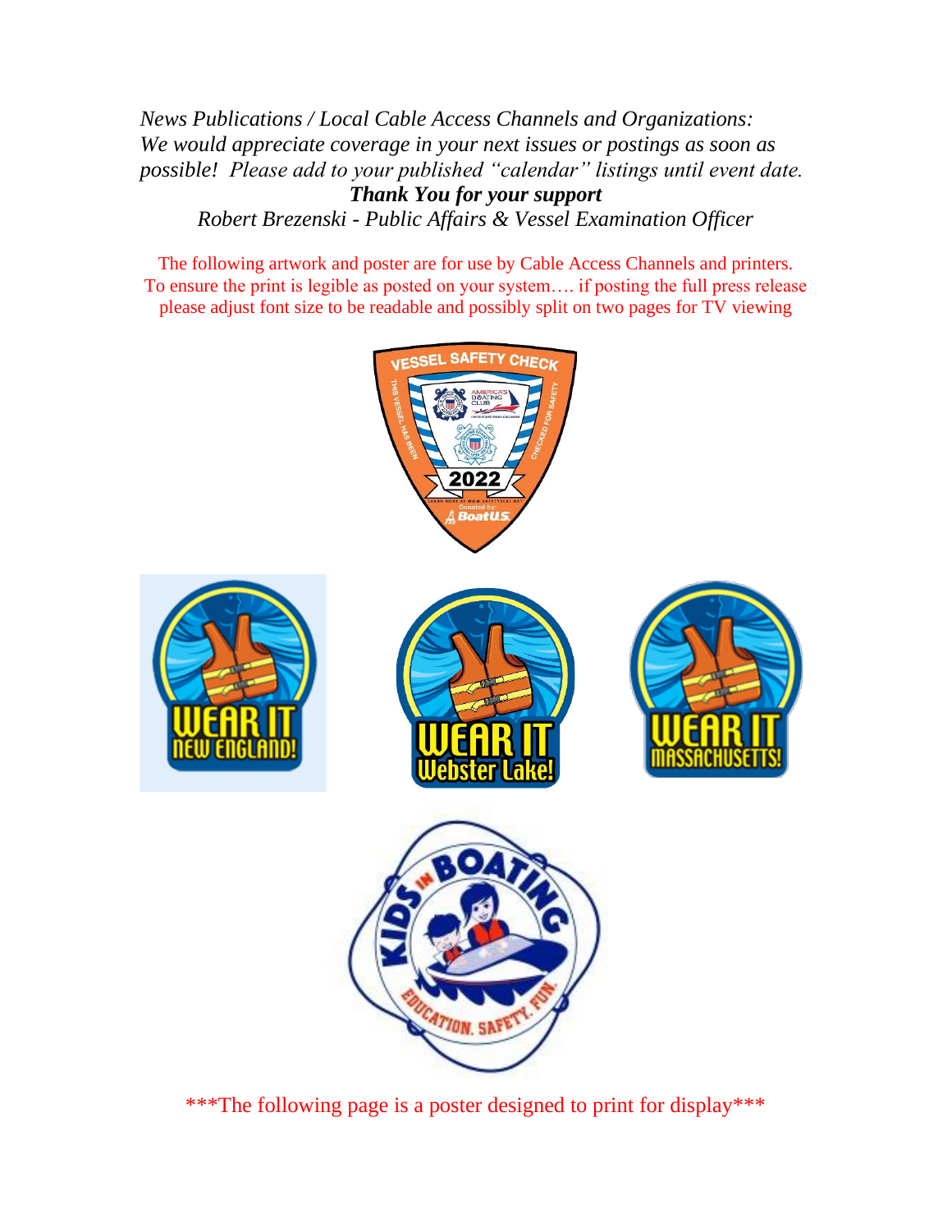*News Publications / Local Cable Access Channels and Organizations:*
*We would appreciate coverage in your next issues or postings as soon as possible! Please add to your published "calendar" listings until event date.*

***Thank You for your support***

*Robert Brezenski - Public Affairs & Vessel Examination Officer*

The following artwork and poster are for use by Cable Access Channels and printers. To ensure the print is legible as posted on your system…. if posting the full press release please adjust font size to be readable and possibly split on two pages for TV viewing

***The following page is a poster designed to print for display***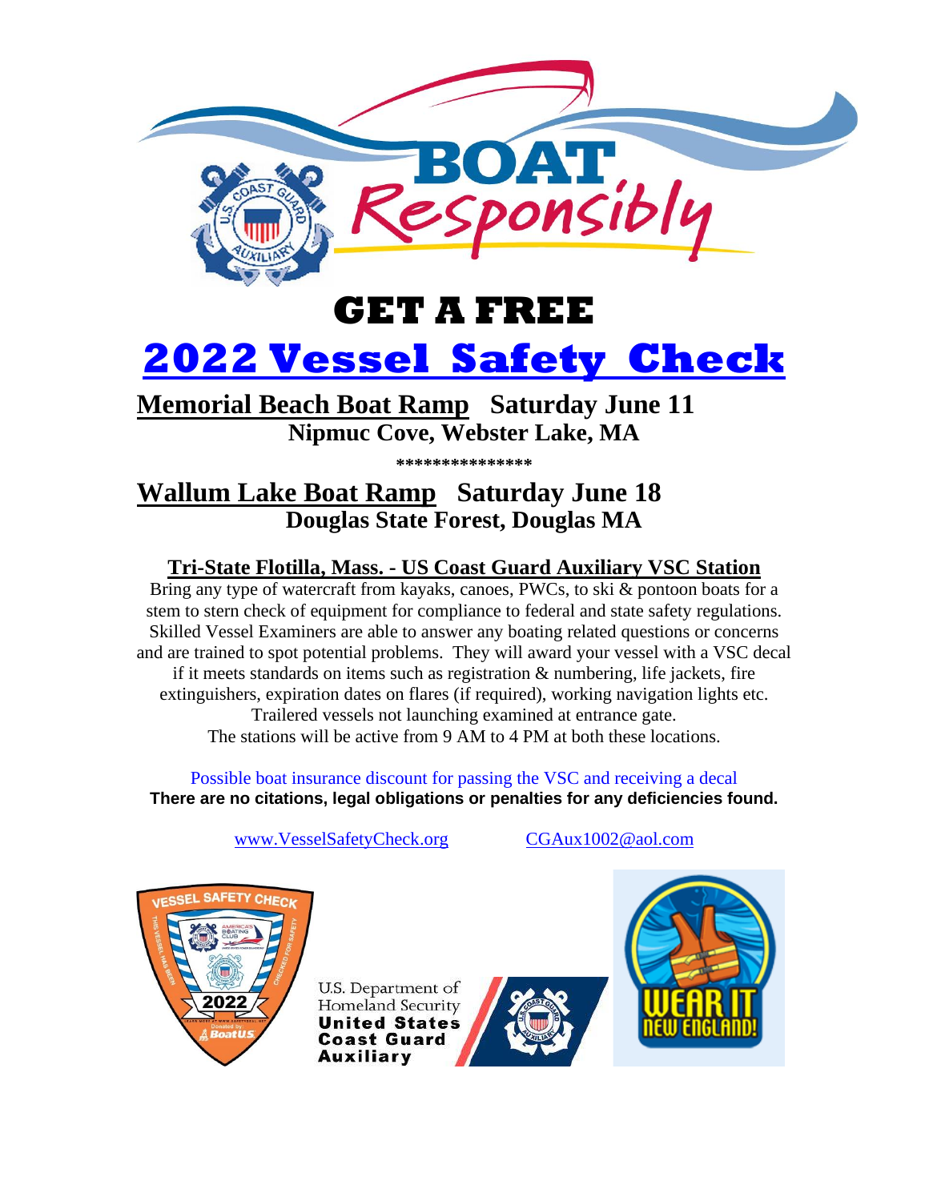# GET A FREE

# 2022 Vessel Safety Check

## Memorial Beach Boat Ramp   Saturday June 11
### Nipmuc Cove, Webster Lake, MA

***************

## Wallum Lake Boat Ramp   Saturday June 18
### Douglas State Forest, Douglas MA

### Tri-State Flotilla, Mass. - US Coast Guard Auxiliary VSC Station

Bring any type of watercraft from kayaks, canoes, PWCs, to ski & pontoon boats for a stem to stern check of equipment for compliance to federal and state safety regulations. Skilled Vessel Examiners are able to answer any boating related questions or concerns and are trained to spot potential problems. They will award your vessel with a VSC decal if it meets standards on items such as registration & numbering, life jackets, fire extinguishers, expiration dates on flares (if required), working navigation lights etc. Trailered vessels not launching examined at entrance gate.
The stations will be active from 9 AM to 4 PM at both these locations.

Possible boat insurance discount for passing the VSC and receiving a decal

**There are no citations, legal obligations or penalties for any deficiencies found.**

www.VesselSafetyCheck.org   CGAux1002@aol.com

U.S. Department of Homeland Security
**United States Coast Guard Auxiliary**